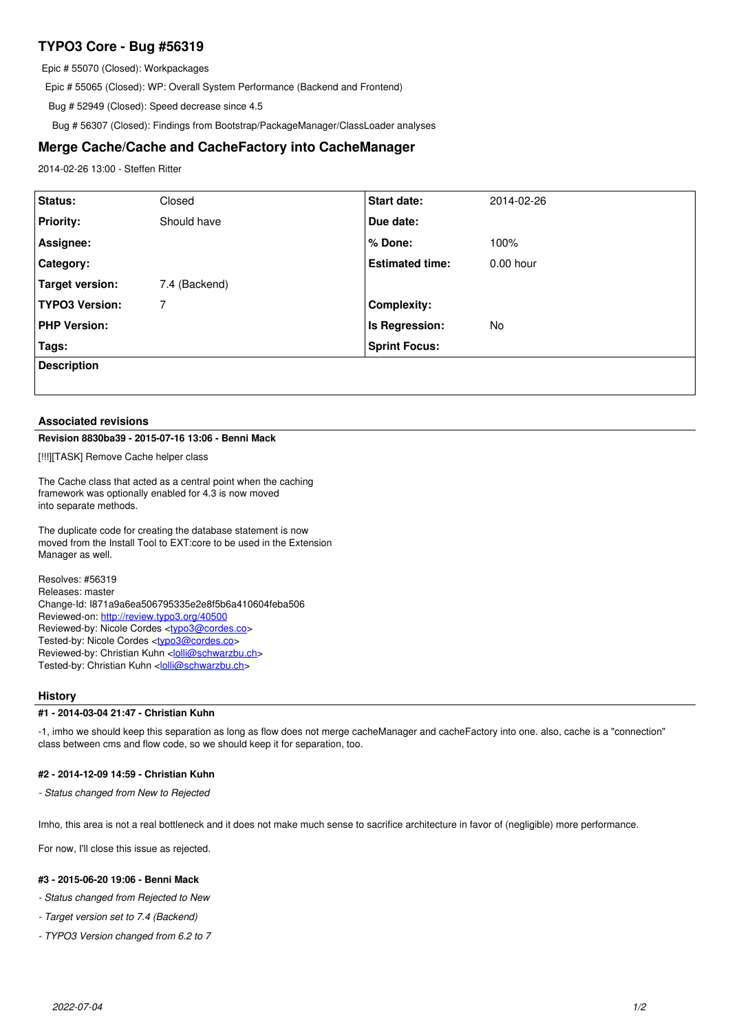# TYPO3 Core - Bug #56319

Epic # 55070 (Closed): Workpackages

Epic # 55065 (Closed): WP: Overall System Performance (Backend and Frontend)

Bug # 52949 (Closed): Speed decrease since 4.5

Bug # 56307 (Closed): Findings from Bootstrap/PackageManager/ClassLoader analyses

## Merge Cache/Cache and CacheFactory into CacheManager

2014-02-26 13:00 - Steffen Ritter

| | | | |
|---|---|---|---|
| **Status:** | Closed | **Start date:** | 2014-02-26 |
| **Priority:** | Should have | **Due date:** | |
| **Assignee:** | | **% Done:** | 100% |
| **Category:** | | **Estimated time:** | 0.00 hour |
| **Target version:** | 7.4 (Backend) | | |
| **TYPO3 Version:** | 7 | **Complexity:** | |
| **PHP Version:** | | **Is Regression:** | No |
| **Tags:** | | **Sprint Focus:** | |

**Description**

### Associated revisions

**Revision 8830ba39 - 2015-07-16 13:06 - Benni Mack**

[!!!][TASK] Remove Cache helper class

The Cache class that acted as a central point when the caching
framework was optionally enabled for 4.3 is now moved
into separate methods.

The duplicate code for creating the database statement is now
moved from the Install Tool to EXT:core to be used in the Extension
Manager as well.

Resolves: #56319
Releases: master
Change-Id: I871a9a6ea506795335e2e8f5b6a410604feba506
Reviewed-on: http://review.typo3.org/40500
Reviewed-by: Nicole Cordes <typo3@cordes.co>
Tested-by: Nicole Cordes <typo3@cordes.co>
Reviewed-by: Christian Kuhn <lolli@schwarzbu.ch>
Tested-by: Christian Kuhn <lolli@schwarzbu.ch>

### History

**#1 - 2014-03-04 21:47 - Christian Kuhn**

-1, imho we should keep this separation as long as flow does not merge cacheManager and cacheFactory into one. also, cache is a "connection" class between cms and flow code, so we should keep it for separation, too.

**#2 - 2014-12-09 14:59 - Christian Kuhn**

*- Status changed from New to Rejected*

Imho, this area is not a real bottleneck and it does not make much sense to sacrifice architecture in favor of (negligible) more performance.

For now, I'll close this issue as rejected.

**#3 - 2015-06-20 19:06 - Benni Mack**

*- Status changed from Rejected to New*

*- Target version set to 7.4 (Backend)*

*- TYPO3 Version changed from 6.2 to 7*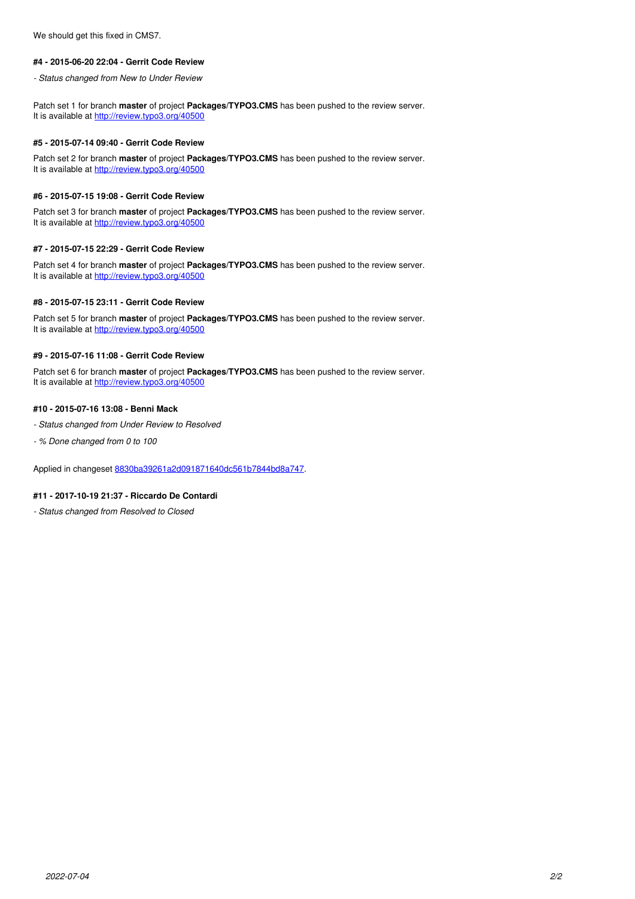We should get this fixed in CMS7.

#### #4 - 2015-06-20 22:04 - Gerrit Code Review

*- Status changed from New to Under Review*

Patch set 1 for branch **master** of project **Packages/TYPO3.CMS** has been pushed to the review server.
It is available at http://review.typo3.org/40500

#### #5 - 2015-07-14 09:40 - Gerrit Code Review

Patch set 2 for branch **master** of project **Packages/TYPO3.CMS** has been pushed to the review server.
It is available at http://review.typo3.org/40500

#### #6 - 2015-07-15 19:08 - Gerrit Code Review

Patch set 3 for branch **master** of project **Packages/TYPO3.CMS** has been pushed to the review server.
It is available at http://review.typo3.org/40500

#### #7 - 2015-07-15 22:29 - Gerrit Code Review

Patch set 4 for branch **master** of project **Packages/TYPO3.CMS** has been pushed to the review server.
It is available at http://review.typo3.org/40500

#### #8 - 2015-07-15 23:11 - Gerrit Code Review

Patch set 5 for branch **master** of project **Packages/TYPO3.CMS** has been pushed to the review server.
It is available at http://review.typo3.org/40500

#### #9 - 2015-07-16 11:08 - Gerrit Code Review

Patch set 6 for branch **master** of project **Packages/TYPO3.CMS** has been pushed to the review server.
It is available at http://review.typo3.org/40500

#### #10 - 2015-07-16 13:08 - Benni Mack

*- Status changed from Under Review to Resolved*

*- % Done changed from 0 to 100*

Applied in changeset 8830ba39261a2d091871640dc561b7844bd8a747.

#### #11 - 2017-10-19 21:37 - Riccardo De Contardi

*- Status changed from Resolved to Closed*